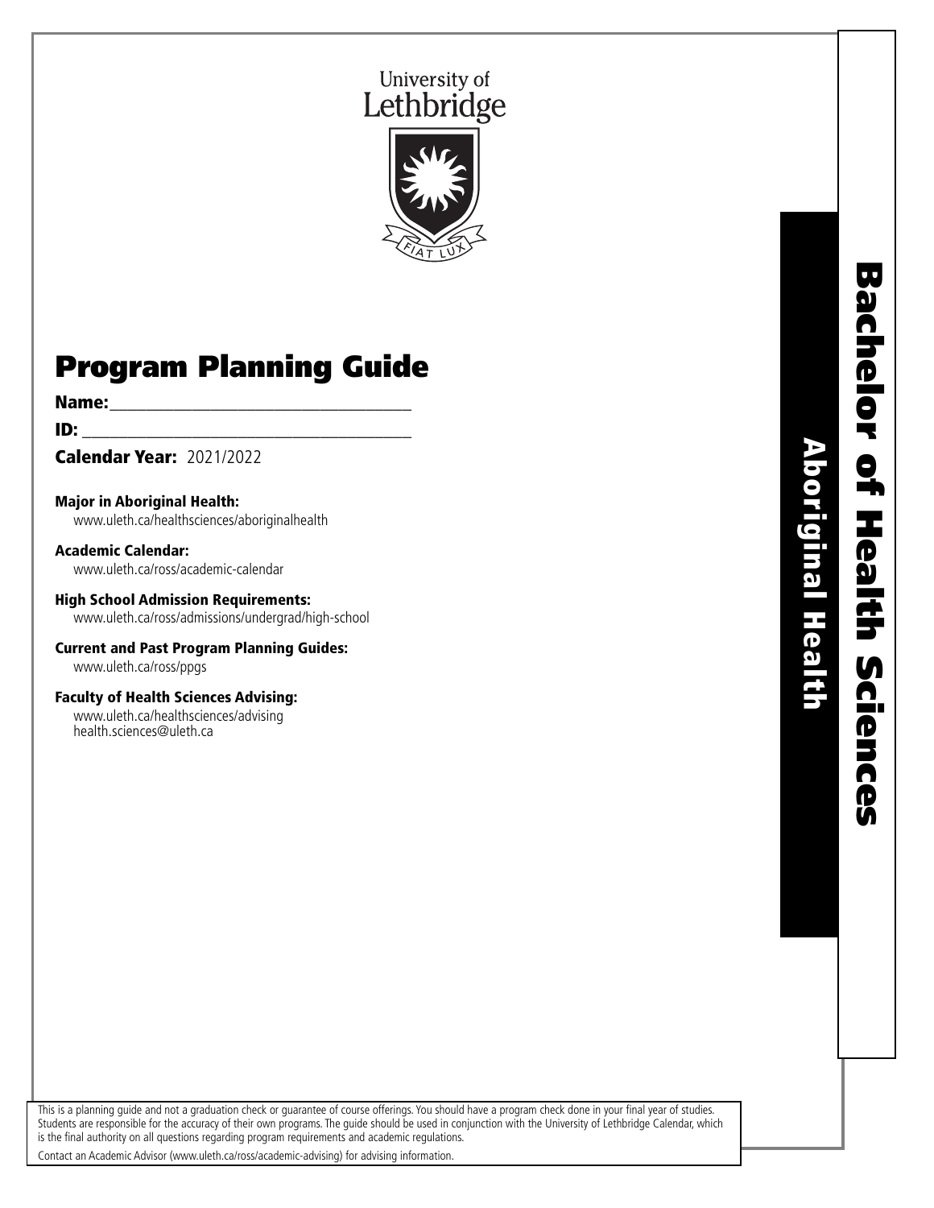University of Lethbridge

# Bachelor of Health Sciences

## Aboriginal Health

# Program Planning Guide

**Name:**\_\_\_\_\_\_\_\_\_\_\_\_\_\_\_\_\_\_\_\_\_\_\_\_\_\_\_\_\_\_\_\_

**ID:** \_\_\_\_\_\_\_\_\_\_\_\_\_\_\_\_\_\_\_\_\_\_\_\_\_\_\_\_\_\_\_\_\_\_

**Calendar Year:** 2021/2022

**Major in Aboriginal Health:**
www.uleth.ca/healthsciences/aboriginalhealth

**Academic Calendar:**
www.uleth.ca/ross/academic-calendar

**High School Admission Requirements:**
www.uleth.ca/ross/admissions/undergrad/high-school

**Current and Past Program Planning Guides:**
www.uleth.ca/ross/ppgs

**Faculty of Health Sciences Advising:**
www.uleth.ca/healthsciences/advising
health.sciences@uleth.ca

This is a planning guide and not a graduation check or guarantee of course offerings. You should have a program check done in your final year of studies. Students are responsible for the accuracy of their own programs. The guide should be used in conjunction with the University of Lethbridge Calendar, which is the final authority on all questions regarding program requirements and academic regulations.

Contact an Academic Advisor (www.uleth.ca/ross/academic-advising) for advising information.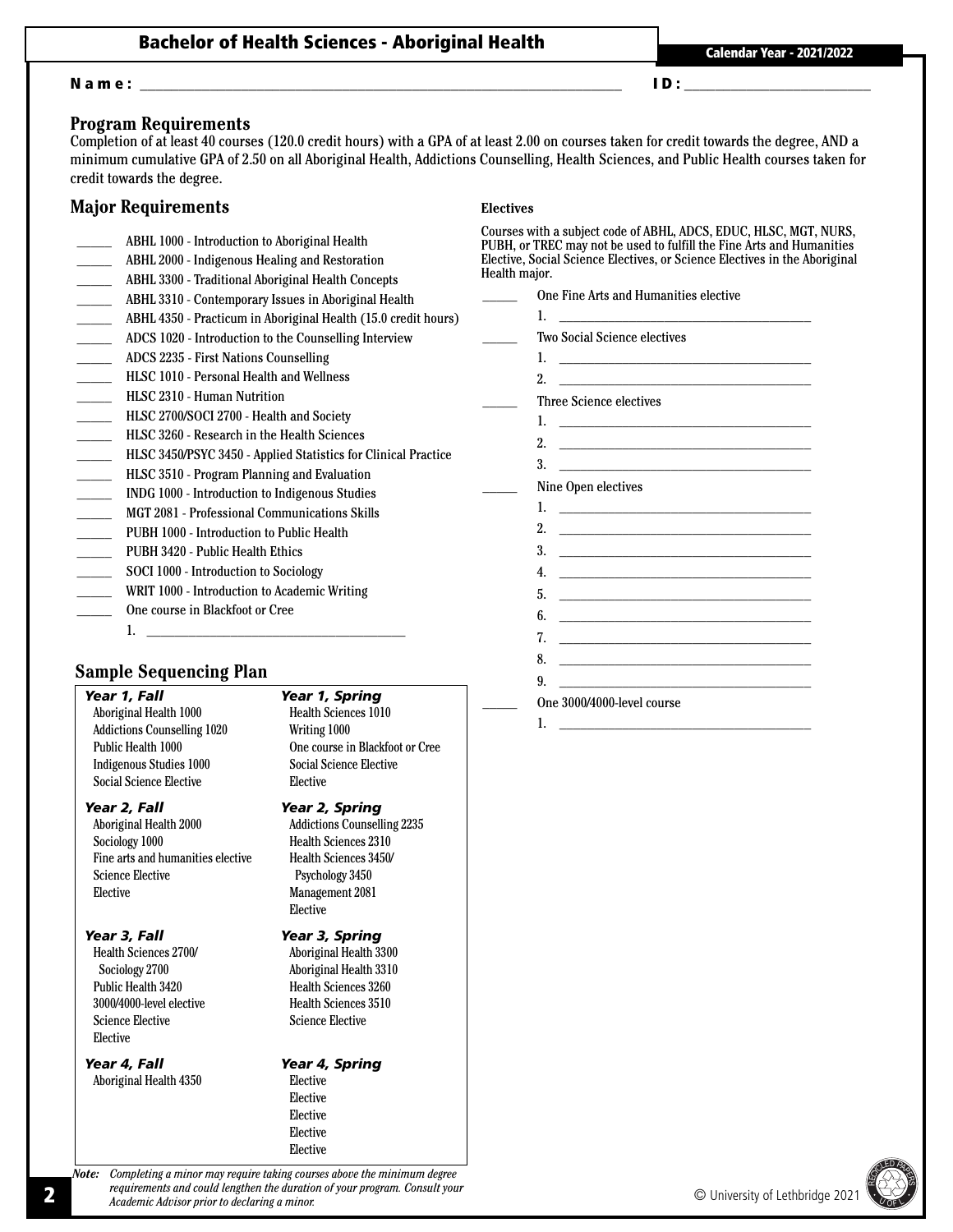# Bachelor of Health Sciences - Aboriginal Health

Calendar Year - 2021/2022

**Name:** ______________________ **ID:** ______________

## Program Requirements

Completion of at least 40 courses (120.0 credit hours) with a GPA of at least 2.00 on courses taken for credit towards the degree, AND a minimum cumulative GPA of 2.50 on all Aboriginal Health, Addictions Counselling, Health Sciences, and Public Health courses taken for credit towards the degree.

## Major Requirements

- _____ ABHL 1000 - Introduction to Aboriginal Health
- _____ ABHL 2000 - Indigenous Healing and Restoration
- _____ ABHL 3300 - Traditional Aboriginal Health Concepts
- _____ ABHL 3310 - Contemporary Issues in Aboriginal Health
- _____ ABHL 4350 - Practicum in Aboriginal Health (15.0 credit hours)
- _____ ADCS 1020 - Introduction to the Counselling Interview
- _____ ADCS 2235 - First Nations Counselling
- _____ HLSC 1010 - Personal Health and Wellness
- _____ HLSC 2310 - Human Nutrition
- _____ HLSC 2700/SOCI 2700 - Health and Society
- _____ HLSC 3260 - Research in the Health Sciences
- _____ HLSC 3450/PSYC 3450 - Applied Statistics for Clinical Practice
- _____ HLSC 3510 - Program Planning and Evaluation
- _____ INDG 1000 - Introduction to Indigenous Studies
- _____ MGT 2081 - Professional Communications Skills
- _____ PUBH 1000 - Introduction to Public Health
- _____ PUBH 3420 - Public Health Ethics
- _____ SOCI 1000 - Introduction to Sociology
- _____ WRIT 1000 - Introduction to Academic Writing
- _____ One course in Blackfoot or Cree
  1. ______________________

## Electives

Courses with a subject code of ABHL, ADCS, EDUC, HLSC, MGT, NURS, PUBH, or TREC may not be used to fulfill the Fine Arts and Humanities Elective, Social Science Electives, or Science Electives in the Aboriginal Health major.

- _____ One Fine Arts and Humanities elective
  1. ______________________
- _____ Two Social Science electives
  1. ______________________
  2. ______________________
- _____ Three Science electives
  1. ______________________
  2. ______________________
  3. ______________________
- _____ Nine Open electives
  1. ______________________
  2. ______________________
  3. ______________________
  4. ______________________
  5. ______________________
  6. ______________________
  7. ______________________
  8. ______________________
  9. ______________________
- _____ One 3000/4000-level course
  1. ______________________

## Sample Sequencing Plan

| Fall | Spring |
|---|---|
| ***Year 1, Fall*** | ***Year 1, Spring*** |
| Aboriginal Health 1000 | Health Sciences 1010 |
| Addictions Counselling 1020 | Writing 1000 |
| Public Health 1000 | One course in Blackfoot or Cree |
| Indigenous Studies 1000 | Social Science Elective |
| Social Science Elective | Elective |
| ***Year 2, Fall*** | ***Year 2, Spring*** |
| Aboriginal Health 2000 | Addictions Counselling 2235 |
| Sociology 1000 | Health Sciences 2310 |
| Fine arts and humanities elective | Health Sciences 3450/ Psychology 3450 |
| Science Elective | Management 2081 |
| Elective | Elective |
| ***Year 3, Fall*** | ***Year 3, Spring*** |
| Health Sciences 2700/ Sociology 2700 | Aboriginal Health 3300 |
| Public Health 3420 | Aboriginal Health 3310 |
| 3000/4000-level elective | Health Sciences 3260 |
| Science Elective | Health Sciences 3510 |
| Elective | Science Elective |
| ***Year 4, Fall*** | ***Year 4, Spring*** |
| Aboriginal Health 4350 | Elective |
| | Elective |
| | Elective |
| | Elective |
| | Elective |

*Note: Completing a minor may require taking courses above the minimum degree requirements and could lengthen the duration of your program. Consult your Academic Advisor prior to declaring a minor.*

© University of Lethbridge 2021